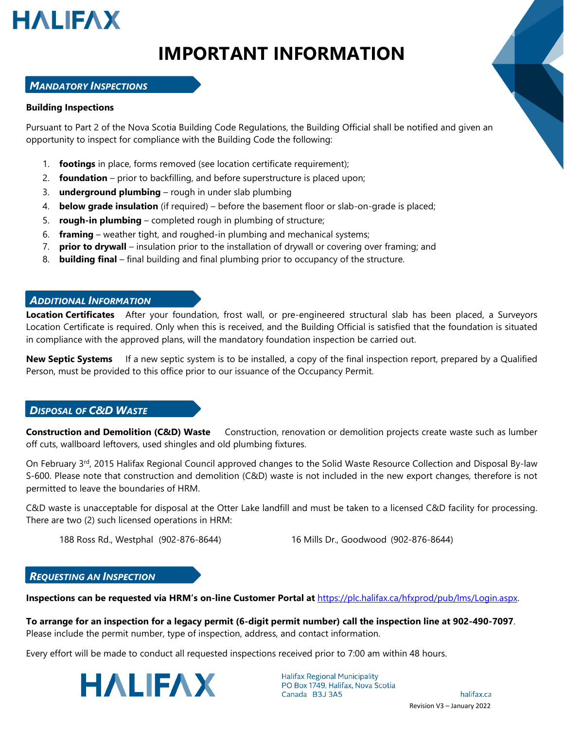# IMPORTANT INFORMATION

## *Mandatory Inspections*

**Building Inspections**

Pursuant to Part 2 of the Nova Scotia Building Code Regulations, the Building Official shall be notified and given an opportunity to inspect for compliance with the Building Code the following:

1. **footings** in place, forms removed (see location certificate requirement);
2. **foundation** – prior to backfilling, and before superstructure is placed upon;
3. **underground plumbing** – rough in under slab plumbing
4. **below grade insulation** (if required) – before the basement floor or slab-on-grade is placed;
5. **rough-in plumbing** – completed rough in plumbing of structure;
6. **framing** – weather tight, and roughed-in plumbing and mechanical systems;
7. **prior to drywall** – insulation prior to the installation of drywall or covering over framing; and
8. **building final** – final building and final plumbing prior to occupancy of the structure.

## *Additional Information*

**Location Certificates** After your foundation, frost wall, or pre-engineered structural slab has been placed, a Surveyors Location Certificate is required. Only when this is received, and the Building Official is satisfied that the foundation is situated in compliance with the approved plans, will the mandatory foundation inspection be carried out.

**New Septic Systems** If a new septic system is to be installed, a copy of the final inspection report, prepared by a Qualified Person, must be provided to this office prior to our issuance of the Occupancy Permit.

## *Disposal of C&D Waste*

**Construction and Demolition (C&D) Waste** Construction, renovation or demolition projects create waste such as lumber off cuts, wallboard leftovers, used shingles and old plumbing fixtures.

On February 3rd, 2015 Halifax Regional Council approved changes to the Solid Waste Resource Collection and Disposal By-law S-600. Please note that construction and demolition (C&D) waste is not included in the new export changes, therefore is not permitted to leave the boundaries of HRM.

C&D waste is unacceptable for disposal at the Otter Lake landfill and must be taken to a licensed C&D facility for processing. There are two (2) such licensed operations in HRM:

188 Ross Rd., Westphal (902-876-8644)

16 Mills Dr., Goodwood (902-876-8644)

## *Requesting an Inspection*

**Inspections can be requested via HRM's on-line Customer Portal at** https://plc.halifax.ca/hfxprod/pub/lms/Login.aspx.

**To arrange for an inspection for a legacy permit (6-digit permit number) call the inspection line at 902-490-7097**. Please include the permit number, type of inspection, address, and contact information.

Every effort will be made to conduct all requested inspections received prior to 7:00 am within 48 hours.

Halifax Regional Municipality
PO Box 1749, Halifax, Nova Scotia
Canada B3J 3A5

halifax.ca

Revision V3 – January 2022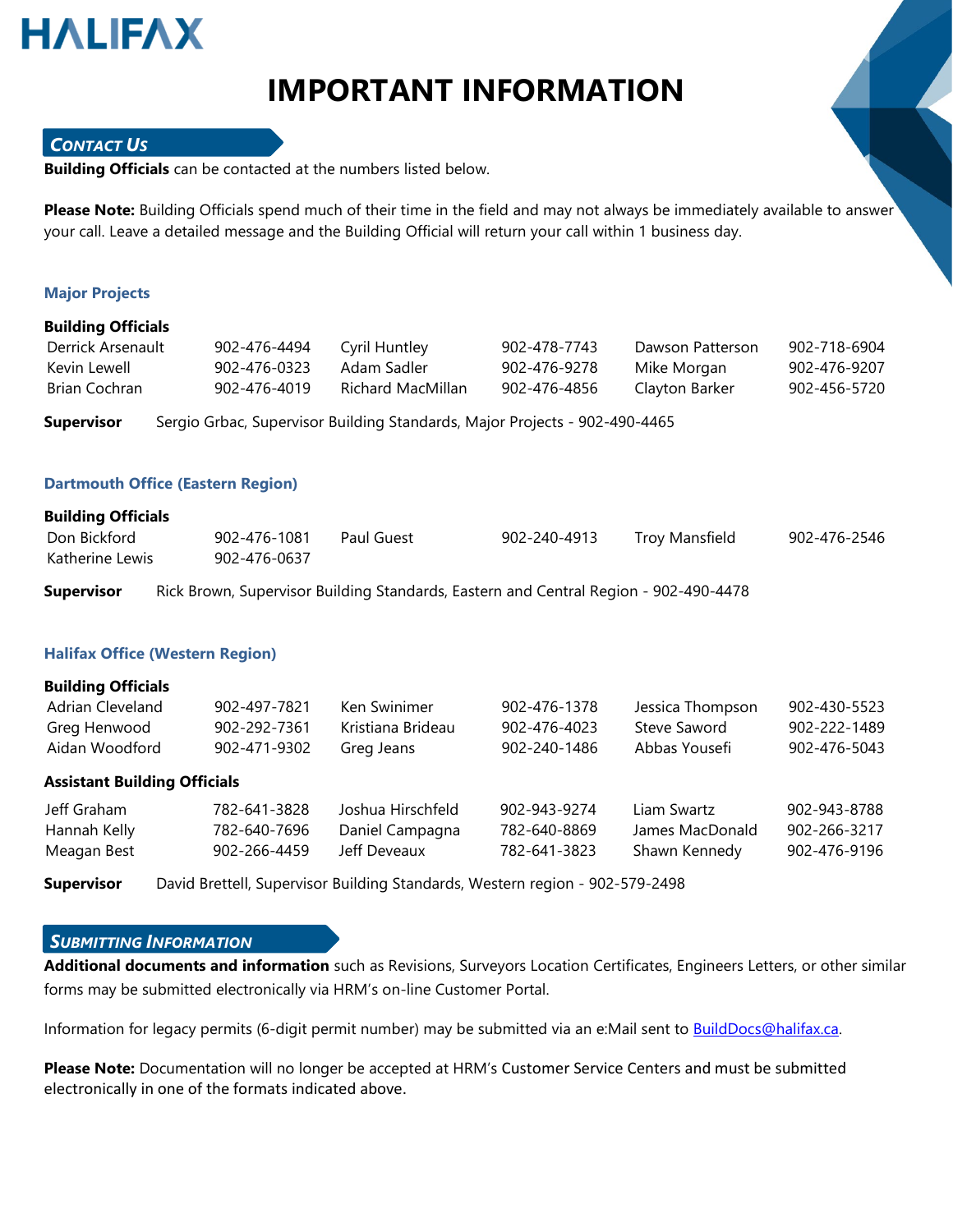# HALIFAX

# IMPORTANT INFORMATION

## *Contact Us*

**Building Officials** can be contacted at the numbers listed below.

**Please Note:** Building Officials spend much of their time in the field and may not always be immediately available to answer your call. Leave a detailed message and the Building Official will return your call within 1 business day.

### Major Projects

**Building Officials**

| | | | | | |
|---|---|---|---|---|---|
| Derrick Arsenault | 902-476-4494 | Cyril Huntley | 902-478-7743 | Dawson Patterson | 902-718-6904 |
| Kevin Lewell | 902-476-0323 | Adam Sadler | 902-476-9278 | Mike Morgan | 902-476-9207 |
| Brian Cochran | 902-476-4019 | Richard MacMillan | 902-476-4856 | Clayton Barker | 902-456-5720 |

**Supervisor** Sergio Grbac, Supervisor Building Standards, Major Projects - 902-490-4465

### Dartmouth Office (Eastern Region)

**Building Officials**

| | | | | | |
|---|---|---|---|---|---|
| Don Bickford | 902-476-1081 | Paul Guest | 902-240-4913 | Troy Mansfield | 902-476-2546 |
| Katherine Lewis | 902-476-0637 | | | | |

**Supervisor** Rick Brown, Supervisor Building Standards, Eastern and Central Region - 902-490-4478

### Halifax Office (Western Region)

**Building Officials**

| | | | | | |
|---|---|---|---|---|---|
| Adrian Cleveland | 902-497-7821 | Ken Swinimer | 902-476-1378 | Jessica Thompson | 902-430-5523 |
| Greg Henwood | 902-292-7361 | Kristiana Brideau | 902-476-4023 | Steve Saword | 902-222-1489 |
| Aidan Woodford | 902-471-9302 | Greg Jeans | 902-240-1486 | Abbas Yousefi | 902-476-5043 |

**Assistant Building Officials**

| | | | | | |
|---|---|---|---|---|---|
| Jeff Graham | 782-641-3828 | Joshua Hirschfeld | 902-943-9274 | Liam Swartz | 902-943-8788 |
| Hannah Kelly | 782-640-7696 | Daniel Campagna | 782-640-8869 | James MacDonald | 902-266-3217 |
| Meagan Best | 902-266-4459 | Jeff Deveaux | 782-641-3823 | Shawn Kennedy | 902-476-9196 |

**Supervisor** David Brettell, Supervisor Building Standards, Western region - 902-579-2498

## *Submitting Information*

**Additional documents and information** such as Revisions, Surveyors Location Certificates, Engineers Letters, or other similar forms may be submitted electronically via HRM's on-line Customer Portal.

Information for legacy permits (6-digit permit number) may be submitted via an e:Mail sent to BuildDocs@halifax.ca.

**Please Note:** Documentation will no longer be accepted at HRM's Customer Service Centers and must be submitted electronically in one of the formats indicated above.